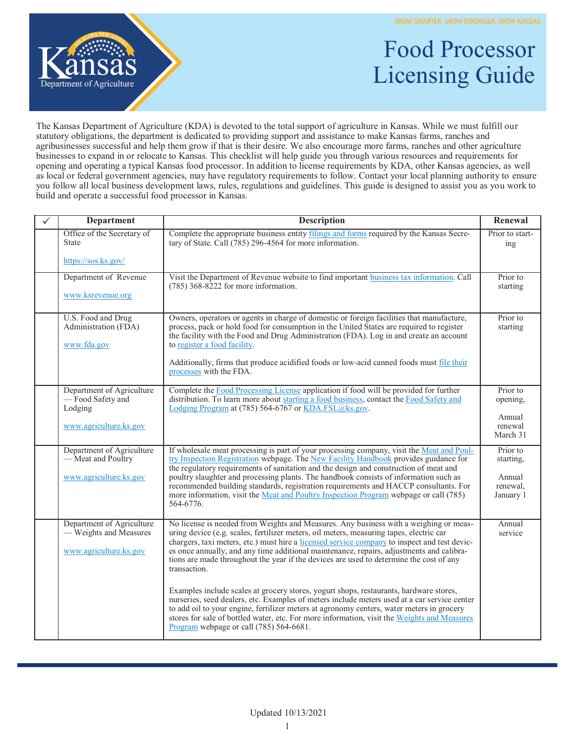GROW SMARTER. GROW STRONGER. GROW KANSAS.

# Food Processor Licensing Guide

The Kansas Department of Agriculture (KDA) is devoted to the total support of agriculture in Kansas. While we must fulfill our statutory obligations, the department is dedicated to providing support and assistance to make Kansas farms, ranches and agribusinesses successful and help them grow if that is their desire. We also encourage more farms, ranches and other agriculture businesses to expand in or relocate to Kansas. This checklist will help guide you through various resources and requirements for opening and operating a typical Kansas food processor. In addition to license requirements by KDA, other Kansas agencies, as well as local or federal government agencies, may have regulatory requirements to follow. Contact your local planning authority to ensure you follow all local business development laws, rules, regulations and guidelines. This guide is designed to assist you as you work to build and operate a successful food processor in Kansas.

| ✓ | Department | Description | Renewal |
|---|---|---|---|
| | Office of the Secretary of State<br><br>https://sos.ks.gov/ | Complete the appropriate business entity filings and forms required by the Kansas Secretary of State. Call (785) 296-4564 for more information. | Prior to starting |
| | Department of Revenue<br><br>www.ksrevenue.org | Visit the Department of Revenue website to find important business tax information. Call (785) 368-8222 for more information. | Prior to starting |
| | U.S. Food and Drug Administration (FDA)<br><br>www.fda.gov | Owners, operators or agents in charge of domestic or foreign facilities that manufacture, process, pack or hold food for consumption in the United States are required to register the facility with the Food and Drug Administration (FDA). Log in and create an account to register a food facility.<br><br>Additionally, firms that produce acidified foods or low-acid canned foods must file their processes with the FDA. | Prior to starting |
| | Department of Agriculture — Food Safety and Lodging<br><br>www.agriculture.ks.gov | Complete the Food Processing License application if food will be provided for further distribution. To learn more about starting a food business, contact the Food Safety and Lodging Program at (785) 564-6767 or KDA.FSL@ks.gov. | Prior to opening,<br><br>Annual renewal March 31 |
| | Department of Agriculture — Meat and Poultry<br><br>www.agriculture.ks.gov | If wholesale meat processing is part of your processing company, visit the Meat and Poultry Inspection Registration webpage. The New Facility Handbook provides guidance for the regulatory requirements of sanitation and the design and construction of meat and poultry slaughter and processing plants. The handbook consists of information such as recommended building standards, registration requirements and HACCP consultants. For more information, visit the Meat and Poultry Inspection Program webpage or call (785) 564-6776. | Prior to starting,<br><br>Annual renewal, January 1 |
| | Department of Agriculture — Weights and Measures<br><br>www.agriculture.ks.gov | No license is needed from Weights and Measures. Any business with a weighing or measuring device (e.g. scales, fertilizer meters, oil meters, measuring tapes, electric car chargers, taxi meters, etc.) must hire a licensed service company to inspect and test devices once annually, and any time additional maintenance, repairs, adjustments and calibrations are made throughout the year if the devices are used to determine the cost of any transaction.<br><br>Examples include scales at grocery stores, yogurt shops, restaurants, hardware stores, nurseries, seed dealers, etc. Examples of meters include meters used at a car service center to add oil to your engine, fertilizer meters at agronomy centers, water meters in grocery stores for sale of bottled water, etc. For more information, visit the Weights and Measures Program webpage or call (785) 564-6681. | Annual service |

Updated 10/13/2021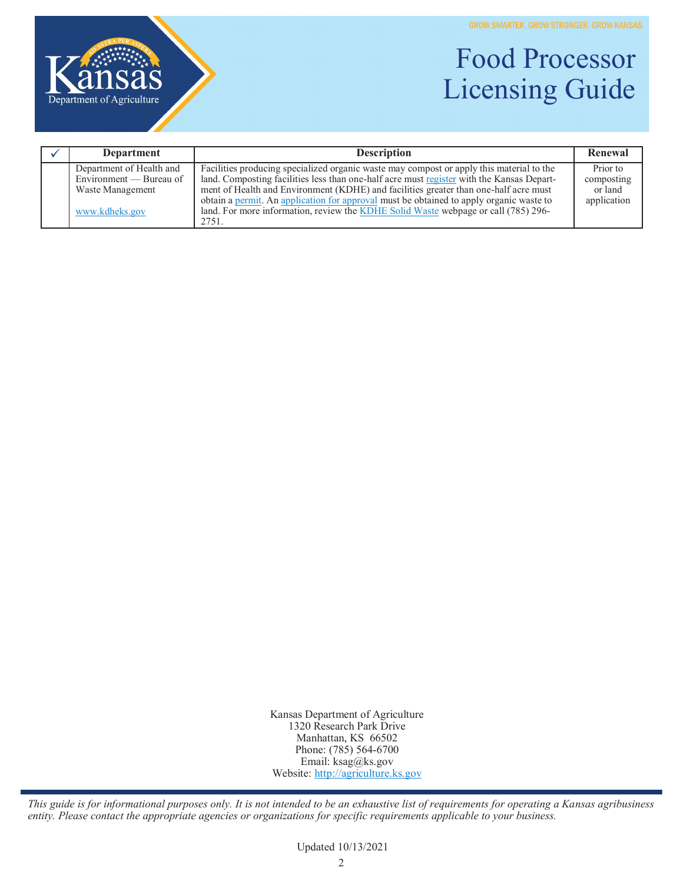# Food Processor Licensing Guide

| ✓ | Department | Description | Renewal |
| --- | --- | --- | --- |
| | Department of Health and Environment — Bureau of Waste Management<br><br>www.kdheks.gov | Facilities producing specialized organic waste may compost or apply this material to the land. Composting facilities less than one-half acre must register with the Kansas Department of Health and Environment (KDHE) and facilities greater than one-half acre must obtain a permit. An application for approval must be obtained to apply organic waste to land. For more information, review the KDHE Solid Waste webpage or call (785) 296-2751. | Prior to composting or land application |

Kansas Department of Agriculture
1320 Research Park Drive
Manhattan, KS 66502
Phone: (785) 564-6700
Email: ksag@ks.gov
Website: http://agriculture.ks.gov

*This guide is for informational purposes only. It is not intended to be an exhaustive list of requirements for operating a Kansas agribusiness entity. Please contact the appropriate agencies or organizations for specific requirements applicable to your business.*

Updated 10/13/2021